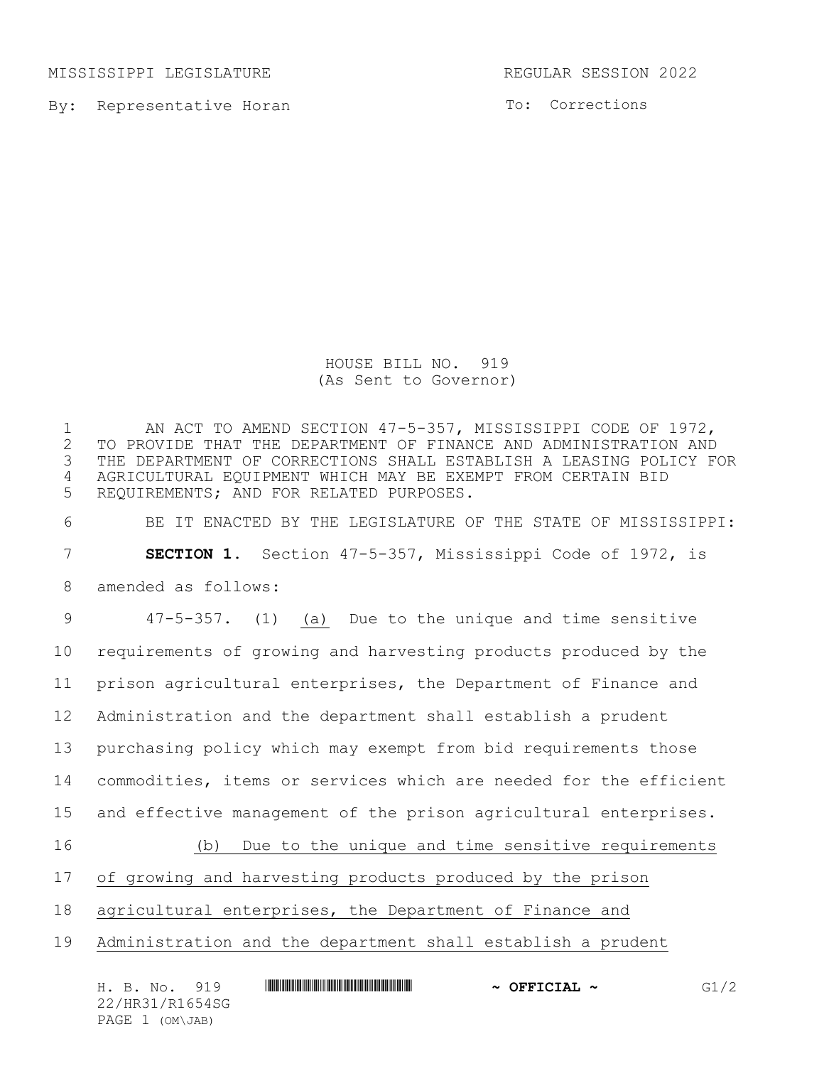MISSISSIPPI LEGISLATURE REGULAR SESSION 2022

By: Representative Horan

To: Corrections

# HOUSE BILL NO. 919
(As Sent to Governor)

AN ACT TO AMEND SECTION 47-5-357, MISSISSIPPI CODE OF 1972, TO PROVIDE THAT THE DEPARTMENT OF FINANCE AND ADMINISTRATION AND THE DEPARTMENT OF CORRECTIONS SHALL ESTABLISH A LEASING POLICY FOR AGRICULTURAL EQUIPMENT WHICH MAY BE EXEMPT FROM CERTAIN BID REQUIREMENTS; AND FOR RELATED PURPOSES.

BE IT ENACTED BY THE LEGISLATURE OF THE STATE OF MISSISSIPPI:

**SECTION 1.** Section 47-5-357, Mississippi Code of 1972, is amended as follows:

47-5-357. (1) (a) Due to the unique and time sensitive requirements of growing and harvesting products produced by the prison agricultural enterprises, the Department of Finance and Administration and the department shall establish a prudent purchasing policy which may exempt from bid requirements those commodities, items or services which are needed for the efficient and effective management of the prison agricultural enterprises.

(b) Due to the unique and time sensitive requirements of growing and harvesting products produced by the prison agricultural enterprises, the Department of Finance and Administration and the department shall establish a prudent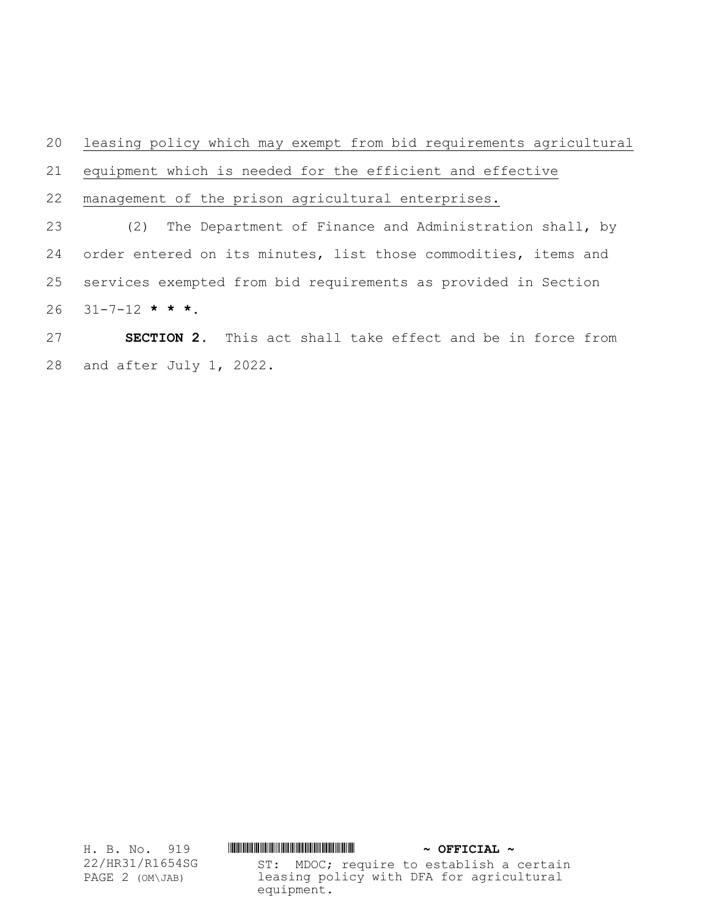leasing policy which may exempt from bid requirements agricultural equipment which is needed for the efficient and effective management of the prison agricultural enterprises.

(2) The Department of Finance and Administration shall, by order entered on its minutes, list those commodities, items and services exempted from bid requirements as provided in Section 31-7-12 *** * * ***.

**SECTION 2.** This act shall take effect and be in force from and after July 1, 2022.